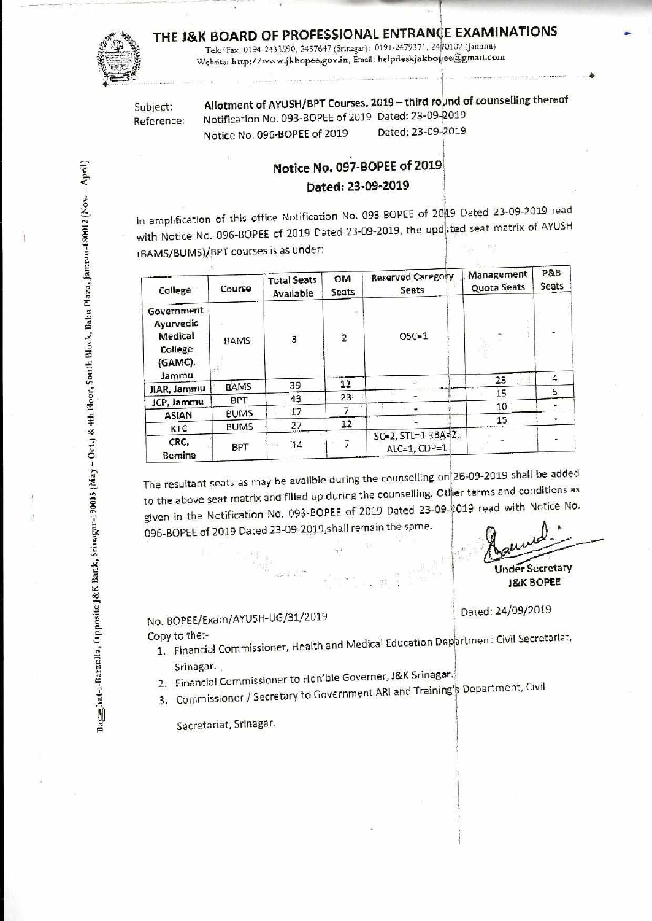# THE J&K BOARD OF PROFESSIONAL ENTRANCE EXAMINATIONS

Tele/Fax: 0194-2433590, 2437647 (Srinagar): 0191-2479371, 2470102 (Jammu)
Website: http://www.jkbopee.gov.in, Email: helpdeskjakbopee@gmail.com

Bagh-i-Bahu, Opposite J&K Bank, Srinagar-190005 (May – Oct.) & 4th Floor, South Block, Bahu Plaza, Jammu-180012 (Nov. – April)

Subject: **Allotment of AYUSH/BPT Courses, 2019 – third round of counselling thereof**

Reference: Notification No. 093-BOPEE of 2019 Dated: 23-09-2019
Notice No. 096-BOPEE of 2019 Dated: 23-09-2019

## Notice No. 097-BOPEE of 2019
## Dated: 23-09-2019

In amplification of this office Notification No. 093-BOPEE of 2019 Dated 23-09-2019 read with Notice No. 096-BOPEE of 2019 Dated 23-09-2019, the updated seat matrix of AYUSH (BAMS/BUMS)/BPT courses is as under:

| College | Course | Total Seats Available | OM Seats | Reserved Category Seats | Management Quota Seats | P&B Seats |
|---|---|---|---|---|---|---|
| Government Ayurvedic Medical College (GAMC), Jammu | BAMS | 3 | 2 | OSC=1 | - | - |
| JIAR, Jammu | BAMS | 39 | 12 | - | 23 | 4 |
| JCP, Jammu | BPT | 43 | 23 | - | 15 | 5 |
| ASIAN | BUMS | 17 | 7 | - | 10 | - |
| KTC | BUMS | 27 | 12 | - | 15 | - |
| CRC, Bemina | BPT | 14 | 7 | SC=2, STL=1 RBA=2, ALC=1, CDP=1 | - | - |

The resultant seats as may be availble during the counselling on 26-09-2019 shall be added to the above seat matrix and filled up during the counselling. Other terms and conditions as given in the Notification No. 093-BOPEE of 2019 Dated 23-09-2019 read with Notice No. 096-BOPEE of 2019 Dated 23-09-2019,shall remain the same.

Under Secretary
J&K BOPEE

No. BOPEE/Exam/AYUSH-UG/31/2019 Dated: 24/09/2019

Copy to the:-

1. Financial Commissioner, Health and Medical Education Department Civil Secretariat, Srinagar.
2. Financial Commissioner to Hon'ble Governer, J&K Srinagar.
3. Commissioner / Secretary to Government ARI and Training's Department, Civil Secretariat, Srinagar.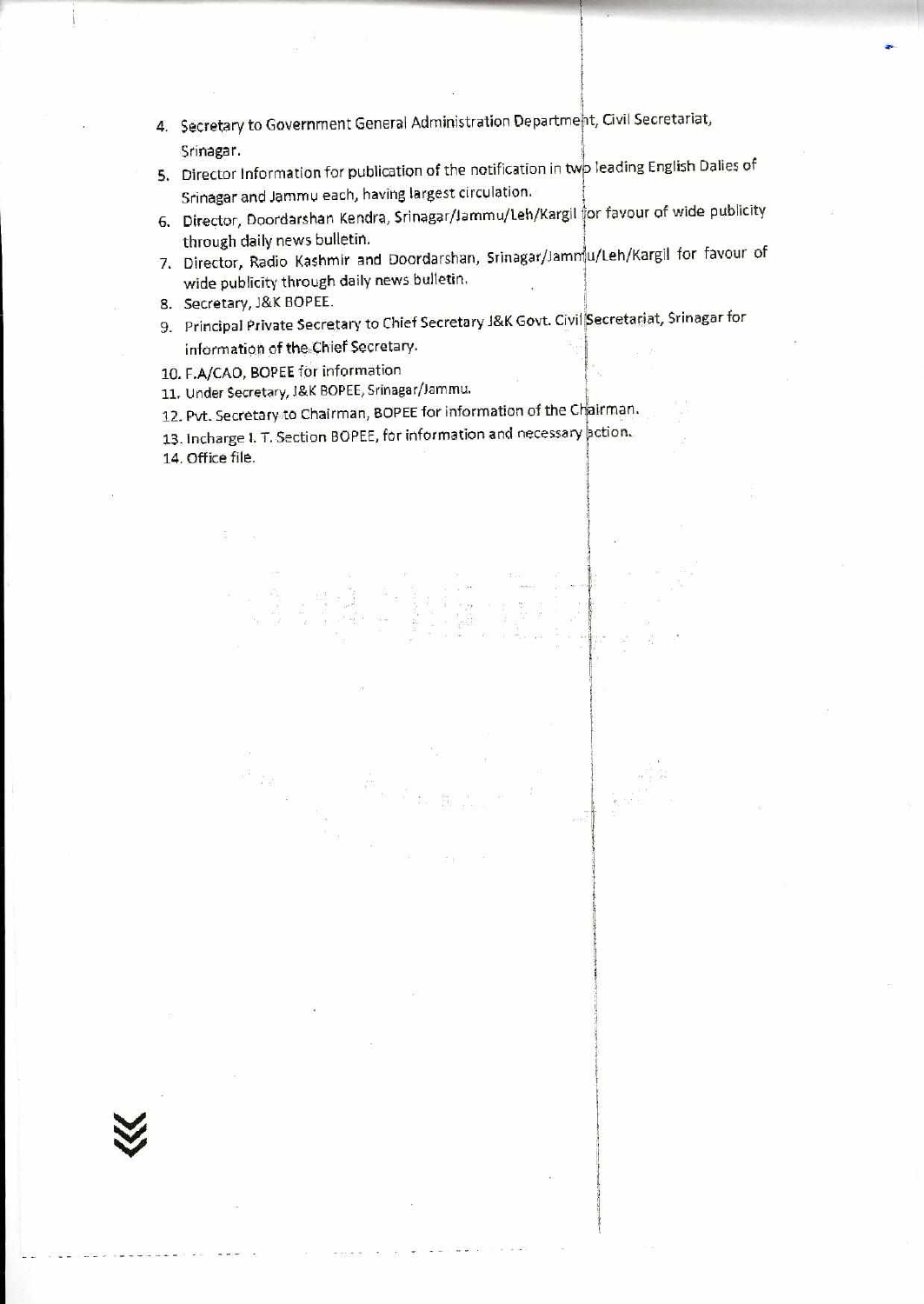4. Secretary to Government General Administration Department, Civil Secretariat, Srinagar.
5. Director Information for publication of the notification in two leading English Dalies of Srinagar and Jammu each, having largest circulation.
6. Director, Doordarshan Kendra, Srinagar/Jammu/Leh/Kargil for favour of wide publicity through daily news bulletin.
7. Director, Radio Kashmir and Doordarshan, Srinagar/Jammu/Leh/Kargil for favour of wide publicity through daily news bulletin.
8. Secretary, J&K BOPEE.
9. Principal Private Secretary to Chief Secretary J&K Govt. Civil Secretariat, Srinagar for information of the Chief Secretary.
10. F.A/CAO, BOPEE for information
11. Under Secretary, J&K BOPEE, Srinagar/Jammu.
12. Pvt. Secretary to Chairman, BOPEE for information of the Chairman.
13. Incharge I. T. Section BOPEE, for information and necessary action.
14. Office file.